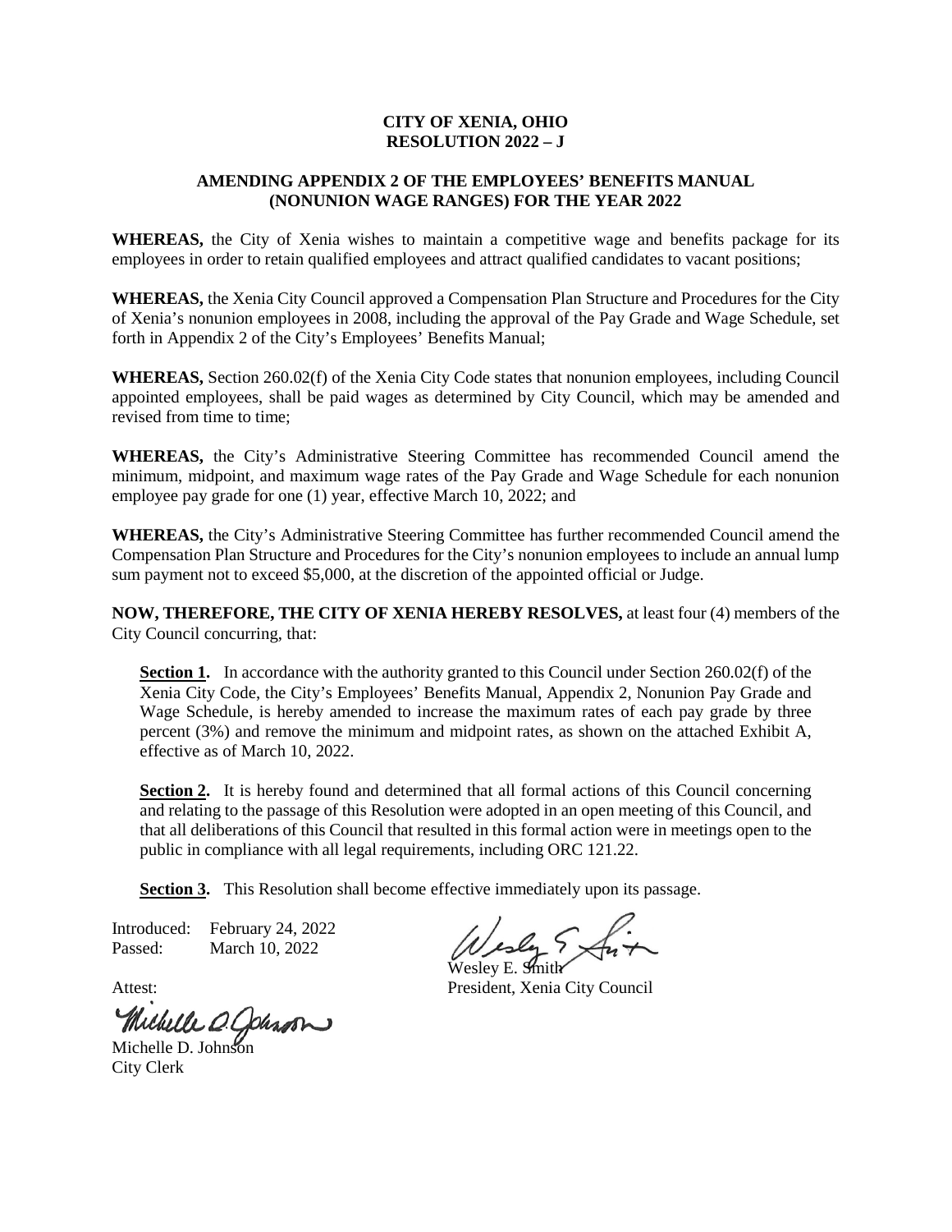**CITY OF XENIA, OHIO**
**RESOLUTION 2022 – J**

**AMENDING APPENDIX 2 OF THE EMPLOYEES' BENEFITS MANUAL (NONUNION WAGE RANGES) FOR THE YEAR 2022**

**WHEREAS,** the City of Xenia wishes to maintain a competitive wage and benefits package for its employees in order to retain qualified employees and attract qualified candidates to vacant positions;

**WHEREAS,** the Xenia City Council approved a Compensation Plan Structure and Procedures for the City of Xenia's nonunion employees in 2008, including the approval of the Pay Grade and Wage Schedule, set forth in Appendix 2 of the City's Employees' Benefits Manual;

**WHEREAS,** Section 260.02(f) of the Xenia City Code states that nonunion employees, including Council appointed employees, shall be paid wages as determined by City Council, which may be amended and revised from time to time;

**WHEREAS,** the City's Administrative Steering Committee has recommended Council amend the minimum, midpoint, and maximum wage rates of the Pay Grade and Wage Schedule for each nonunion employee pay grade for one (1) year, effective March 10, 2022; and

**WHEREAS,** the City's Administrative Steering Committee has further recommended Council amend the Compensation Plan Structure and Procedures for the City's nonunion employees to include an annual lump sum payment not to exceed $5,000, at the discretion of the appointed official or Judge.

**NOW, THEREFORE, THE CITY OF XENIA HEREBY RESOLVES,** at least four (4) members of the City Council concurring, that:

**Section 1.** In accordance with the authority granted to this Council under Section 260.02(f) of the Xenia City Code, the City's Employees' Benefits Manual, Appendix 2, Nonunion Pay Grade and Wage Schedule, is hereby amended to increase the maximum rates of each pay grade by three percent (3%) and remove the minimum and midpoint rates, as shown on the attached Exhibit A, effective as of March 10, 2022.

**Section 2.** It is hereby found and determined that all formal actions of this Council concerning and relating to the passage of this Resolution were adopted in an open meeting of this Council, and that all deliberations of this Council that resulted in this formal action were in meetings open to the public in compliance with all legal requirements, including ORC 121.22.

**Section 3.** This Resolution shall become effective immediately upon its passage.

Introduced: February 24, 2022
Passed: March 10, 2022

Wesley E. Smith
President, Xenia City Council

Attest:

Michelle D. Johnson
City Clerk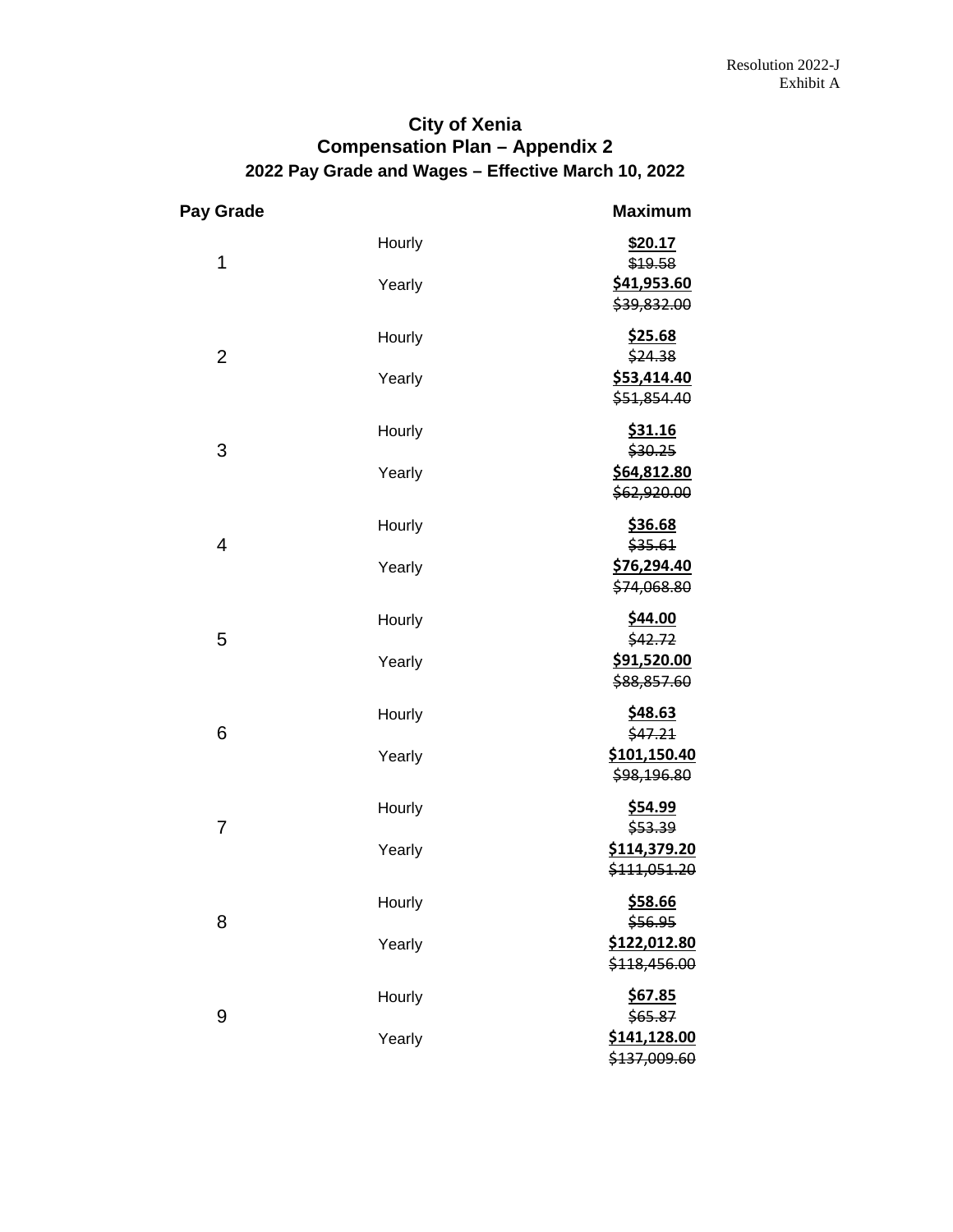Resolution 2022-J
Exhibit A

# City of Xenia
## Compensation Plan – Appendix 2
### 2022 Pay Grade and Wages – Effective March 10, 2022

| Pay Grade | | Maximum |
|---|---|---|
| 1 | Hourly | **$20.17** ~~$19.58~~ |
| | Yearly | **$41,953.60** ~~$39,832.00~~ |
| 2 | Hourly | **$25.68** ~~$24.38~~ |
| | Yearly | **$53,414.40** ~~$51,854.40~~ |
| 3 | Hourly | **$31.16** ~~$30.25~~ |
| | Yearly | **$64,812.80** ~~$62,920.00~~ |
| 4 | Hourly | **$36.68** ~~$35.61~~ |
| | Yearly | **$76,294.40** ~~$74,068.80~~ |
| 5 | Hourly | **$44.00** ~~$42.72~~ |
| | Yearly | **$91,520.00** ~~$88,857.60~~ |
| 6 | Hourly | **$48.63** ~~$47.21~~ |
| | Yearly | **$101,150.40** ~~$98,196.80~~ |
| 7 | Hourly | **$54.99** ~~$53.39~~ |
| | Yearly | **$114,379.20** ~~$111,051.20~~ |
| 8 | Hourly | **$58.66** ~~$56.95~~ |
| | Yearly | **$122,012.80** ~~$118,456.00~~ |
| 9 | Hourly | **$67.85** ~~$65.87~~ |
| | Yearly | **$141,128.00** ~~$137,009.60~~ |